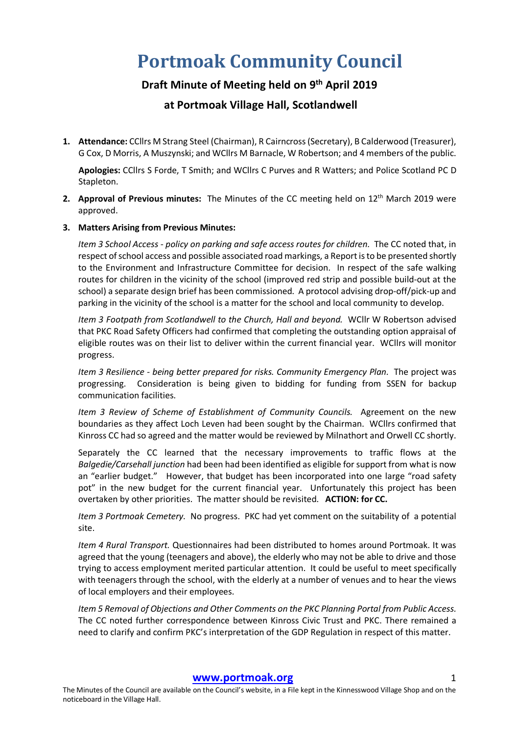# Portmoak Community Council

## Draft Minute of Meeting held on 9th April 2019

## at Portmoak Village Hall, Scotlandwell

1. **Attendance:** CCllrs M Strang Steel (Chairman), R Cairncross (Secretary), B Calderwood (Treasurer), G Cox, D Morris, A Muszynski; and WCllrs M Barnacle, W Robertson; and 4 members of the public.

   **Apologies:** CCllrs S Forde, T Smith; and WCllrs C Purves and R Watters; and Police Scotland PC D Stapleton.

2. **Approval of Previous minutes:** The Minutes of the CC meeting held on 12th March 2019 were approved.

3. **Matters Arising from Previous Minutes:**

   *Item 3 School Access - policy on parking and safe access routes for children.* The CC noted that, in respect of school access and possible associated road markings, a Report is to be presented shortly to the Environment and Infrastructure Committee for decision. In respect of the safe walking routes for children in the vicinity of the school (improved red strip and possible build-out at the school) a separate design brief has been commissioned. A protocol advising drop-off/pick-up and parking in the vicinity of the school is a matter for the school and local community to develop.

   *Item 3 Footpath from Scotlandwell to the Church, Hall and beyond.* WCllr W Robertson advised that PKC Road Safety Officers had confirmed that completing the outstanding option appraisal of eligible routes was on their list to deliver within the current financial year. WCllrs will monitor progress.

   *Item 3 Resilience - being better prepared for risks. Community Emergency Plan.* The project was progressing. Consideration is being given to bidding for funding from SSEN for backup communication facilities.

   *Item 3 Review of Scheme of Establishment of Community Councils.* Agreement on the new boundaries as they affect Loch Leven had been sought by the Chairman. WCllrs confirmed that Kinross CC had so agreed and the matter would be reviewed by Milnathort and Orwell CC shortly.

   Separately the CC learned that the necessary improvements to traffic flows at the *Balgedie/Carsehall junction* had been had been identified as eligible for support from what is now an "earlier budget." However, that budget has been incorporated into one large "road safety pot" in the new budget for the current financial year. Unfortunately this project has been overtaken by other priorities. The matter should be revisited. **ACTION: for CC.**

   *Item 3 Portmoak Cemetery.* No progress. PKC had yet comment on the suitability of a potential site.

   *Item 4 Rural Transport.* Questionnaires had been distributed to homes around Portmoak. It was agreed that the young (teenagers and above), the elderly who may not be able to drive and those trying to access employment merited particular attention. It could be useful to meet specifically with teenagers through the school, with the elderly at a number of venues and to hear the views of local employers and their employees.

   *Item 5 Removal of Objections and Other Comments on the PKC Planning Portal from Public Access.* The CC noted further correspondence between Kinross Civic Trust and PKC. There remained a need to clarify and confirm PKC's interpretation of the GDP Regulation in respect of this matter.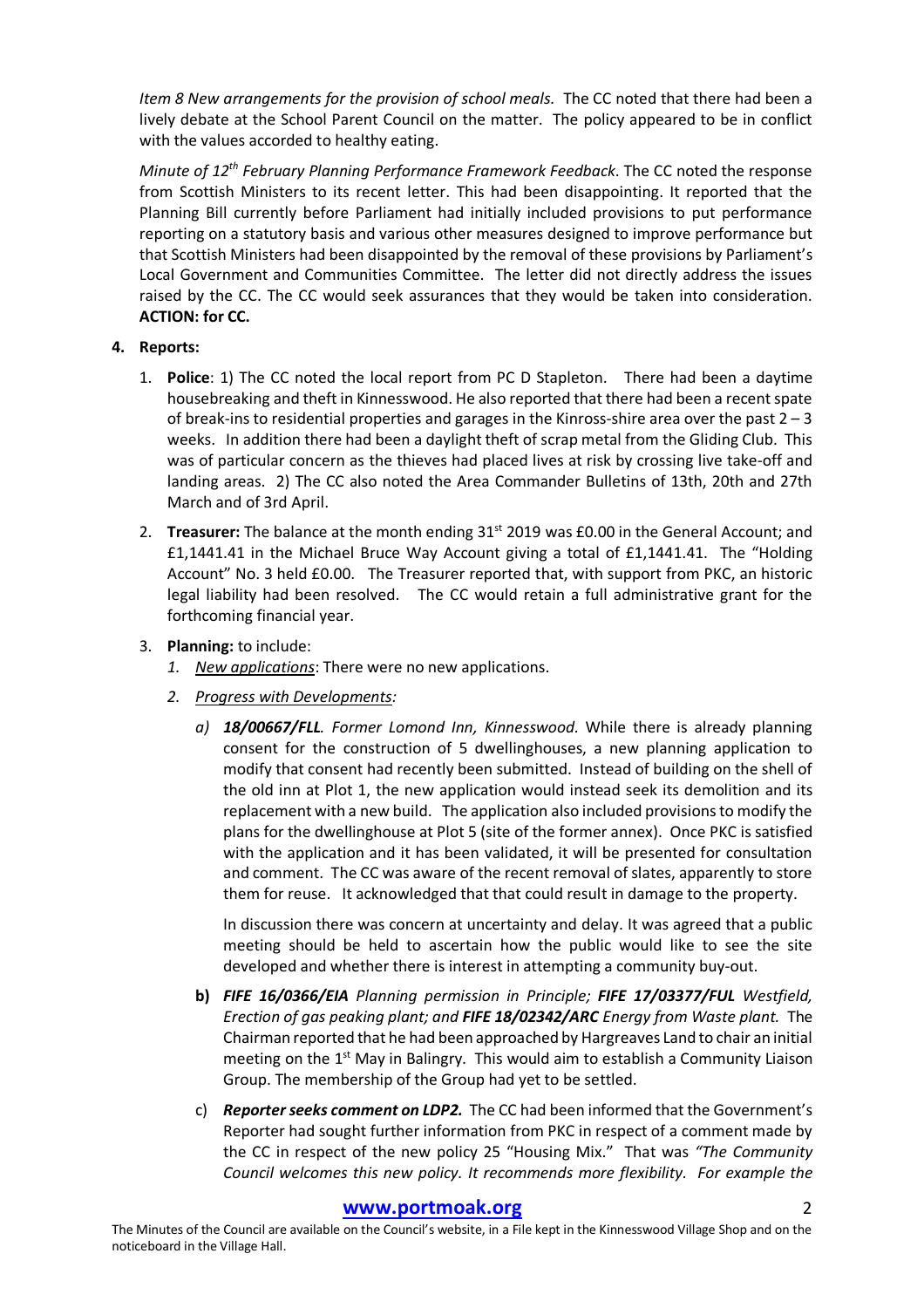*Item 8 New arrangements for the provision of school meals.* The CC noted that there had been a lively debate at the School Parent Council on the matter. The policy appeared to be in conflict with the values accorded to healthy eating.

*Minute of 12th February Planning Performance Framework Feedback*. The CC noted the response from Scottish Ministers to its recent letter. This had been disappointing. It reported that the Planning Bill currently before Parliament had initially included provisions to put performance reporting on a statutory basis and various other measures designed to improve performance but that Scottish Ministers had been disappointed by the removal of these provisions by Parliament's Local Government and Communities Committee. The letter did not directly address the issues raised by the CC. The CC would seek assurances that they would be taken into consideration. **ACTION: for CC.**

**4. Reports:**

1. **Police**: 1) The CC noted the local report from PC D Stapleton. There had been a daytime housebreaking and theft in Kinnesswood. He also reported that there had been a recent spate of break-ins to residential properties and garages in the Kinross-shire area over the past 2 – 3 weeks. In addition there had been a daylight theft of scrap metal from the Gliding Club. This was of particular concern as the thieves had placed lives at risk by crossing live take-off and landing areas. 2) The CC also noted the Area Commander Bulletins of 13th, 20th and 27th March and of 3rd April.

2. **Treasurer:** The balance at the month ending 31st 2019 was £0.00 in the General Account; and £1,1441.41 in the Michael Bruce Way Account giving a total of £1,1441.41. The "Holding Account" No. 3 held £0.00. The Treasurer reported that, with support from PKC, an historic legal liability had been resolved. The CC would retain a full administrative grant for the forthcoming financial year.

3. **Planning:** to include:
   1. *New applications*: There were no new applications.
   2. *Progress with Developments:*
      a) ***18/00667/FLL****. Former Lomond Inn, Kinnesswood.* While there is already planning consent for the construction of 5 dwellinghouses, a new planning application to modify that consent had recently been submitted. Instead of building on the shell of the old inn at Plot 1, the new application would instead seek its demolition and its replacement with a new build. The application also included provisions to modify the plans for the dwellinghouse at Plot 5 (site of the former annex). Once PKC is satisfied with the application and it has been validated, it will be presented for consultation and comment. The CC was aware of the recent removal of slates, apparently to store them for reuse. It acknowledged that that could result in damage to the property.

         In discussion there was concern at uncertainty and delay. It was agreed that a public meeting should be held to ascertain how the public would like to see the site developed and whether there is interest in attempting a community buy-out.

      **b)** ***FIFE 16/0366/EIA*** *Planning permission in Principle;* ***FIFE 17/03377/FUL*** *Westfield, Erection of gas peaking plant; and* ***FIFE 18/02342/ARC*** *Energy from Waste plant.* The Chairman reported that he had been approached by Hargreaves Land to chair an initial meeting on the 1st May in Balingry. This would aim to establish a Community Liaison Group. The membership of the Group had yet to be settled.

      c) ***Reporter seeks comment on LDP2.*** The CC had been informed that the Government's Reporter had sought further information from PKC in respect of a comment made by the CC in respect of the new policy 25 "Housing Mix." That was *"The Community Council welcomes this new policy. It recommends more flexibility. For example the*

**www.portmoak.org**

The Minutes of the Council are available on the Council's website, in a File kept in the Kinnesswood Village Shop and on the noticeboard in the Village Hall.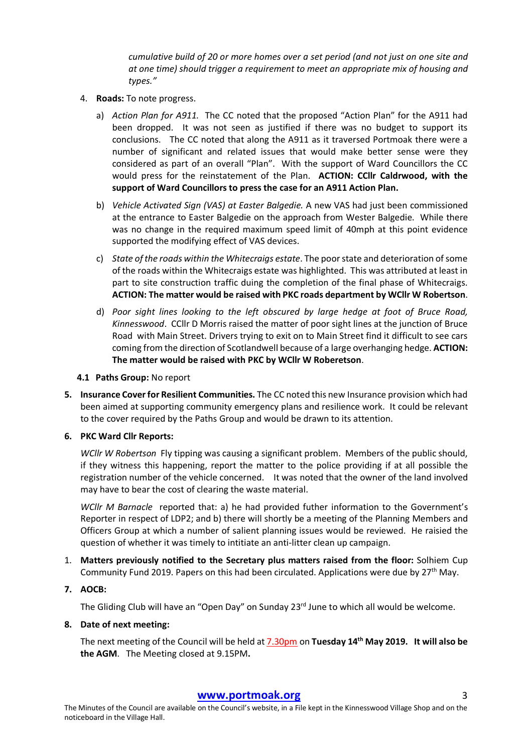*cumulative build of 20 or more homes over a set period (and not just on one site and at one time) should trigger a requirement to meet an appropriate mix of housing and types."*

4. **Roads:** To note progress.

   a) *Action Plan for A911.* The CC noted that the proposed "Action Plan" for the A911 had been dropped. It was not seen as justified if there was no budget to support its conclusions. The CC noted that along the A911 as it traversed Portmoak there were a number of significant and related issues that would make better sense were they considered as part of an overall "Plan". With the support of Ward Councillors the CC would press for the reinstatement of the Plan. **ACTION: CCllr Caldrwood, with the support of Ward Councillors to press the case for an A911 Action Plan.**

   b) *Vehicle Activated Sign (VAS) at Easter Balgedie.* A new VAS had just been commissioned at the entrance to Easter Balgedie on the approach from Wester Balgedie. While there was no change in the required maximum speed limit of 40mph at this point evidence supported the modifying effect of VAS devices.

   c) *State of the roads within the Whitecraigs estate*. The poor state and deterioration of some of the roads within the Whitecraigs estate was highlighted. This was attributed at least in part to site construction traffic duing the completion of the final phase of Whitecraigs. **ACTION: The matter would be raised with PKC roads department by WCllr W Robertson**.

   d) *Poor sight lines looking to the left obscured by large hedge at foot of Bruce Road, Kinnesswood*. CCllr D Morris raised the matter of poor sight lines at the junction of Bruce Road with Main Street. Drivers trying to exit on to Main Street find it difficult to see cars coming from the direction of Scotlandwell because of a large overhanging hedge. **ACTION: The matter would be raised with PKC by WCllr W Roberetson**.

**4.1 Paths Group:** No report

5. **Insurance Cover for Resilient Communities.** The CC noted this new Insurance provision which had been aimed at supporting community emergency plans and resilience work. It could be relevant to the cover required by the Paths Group and would be drawn to its attention.

6. **PKC Ward Cllr Reports:**

   *WCllr W Robertson* Fly tipping was causing a significant problem. Members of the public should, if they witness this happening, report the matter to the police providing if at all possible the registration number of the vehicle concerned. It was noted that the owner of the land involved may have to bear the cost of clearing the waste material.

   *WCllr M Barnacle* reported that: a) he had provided futher information to the Government's Reporter in respect of LDP2; and b) there will shortly be a meeting of the Planning Members and Officers Group at which a number of salient planning issues would be reviewed. He raisied the question of whether it was timely to intitiate an anti-litter clean up campaign.

1. **Matters previously notified to the Secretary plus matters raised from the floor:** Solhiem Cup Community Fund 2019. Papers on this had been circulated. Applications were due by 27th May.

7. **AOCB:**

   The Gliding Club will have an "Open Day" on Sunday 23rd June to which all would be welcome.

8. **Date of next meeting:**

   The next meeting of the Council will be held at 7.30pm on **Tuesday 14th May 2019. It will also be the AGM**. The Meeting closed at 9.15PM**.**

**www.portmoak.org**

The Minutes of the Council are available on the Council's website, in a File kept in the Kinnesswood Village Shop and on the noticeboard in the Village Hall.